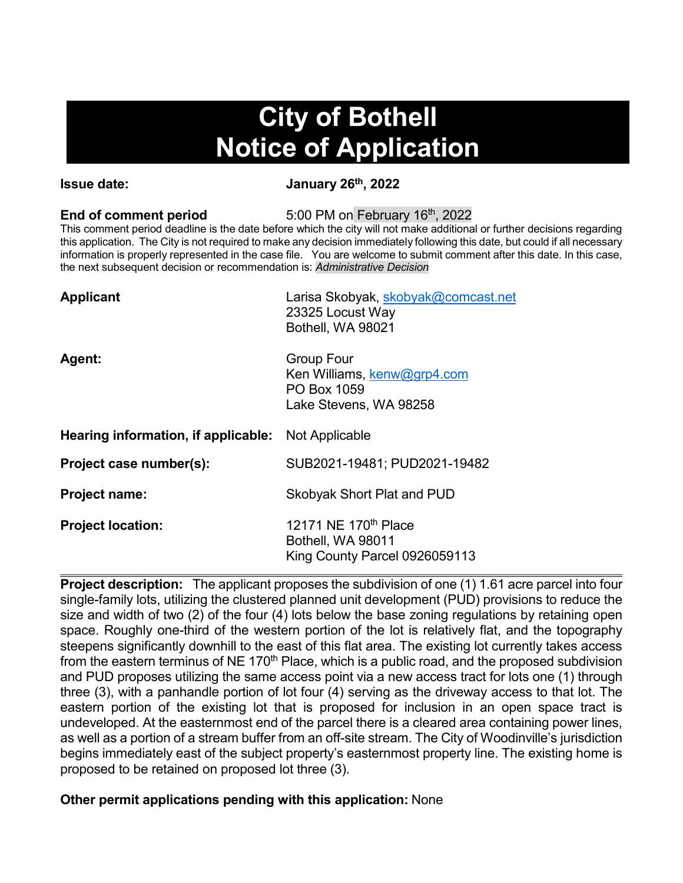# City of Bothell
# Notice of Application

**Issue date:** **January 26th, 2022**

**End of comment period** 5:00 PM on February 16th, 2022

This comment period deadline is the date before which the city will not make additional or further decisions regarding this application. The City is not required to make any decision immediately following this date, but could if all necessary information is properly represented in the case file. You are welcome to submit comment after this date. In this case, the next subsequent decision or recommendation is: *Administrative Decision*

**Applicant**
Larisa Skobyak, skobyak@comcast.net
23325 Locust Way
Bothell, WA 98021

**Agent:**
Group Four
Ken Williams, kenw@grp4.com
PO Box 1059
Lake Stevens, WA 98258

**Hearing information, if applicable:** Not Applicable

**Project case number(s):** SUB2021-19481; PUD2021-19482

**Project name:** Skobyak Short Plat and PUD

**Project location:**
12171 NE 170th Place
Bothell, WA 98011
King County Parcel 0926059113

---

**Project description:** The applicant proposes the subdivision of one (1) 1.61 acre parcel into four single-family lots, utilizing the clustered planned unit development (PUD) provisions to reduce the size and width of two (2) of the four (4) lots below the base zoning regulations by retaining open space. Roughly one-third of the western portion of the lot is relatively flat, and the topography steepens significantly downhill to the east of this flat area. The existing lot currently takes access from the eastern terminus of NE 170th Place, which is a public road, and the proposed subdivision and PUD proposes utilizing the same access point via a new access tract for lots one (1) through three (3), with a panhandle portion of lot four (4) serving as the driveway access to that lot. The eastern portion of the existing lot that is proposed for inclusion in an open space tract is undeveloped. At the easternmost end of the parcel there is a cleared area containing power lines, as well as a portion of a stream buffer from an off-site stream. The City of Woodinville's jurisdiction begins immediately east of the subject property's easternmost property line. The existing home is proposed to be retained on proposed lot three (3).

**Other permit applications pending with this application:** None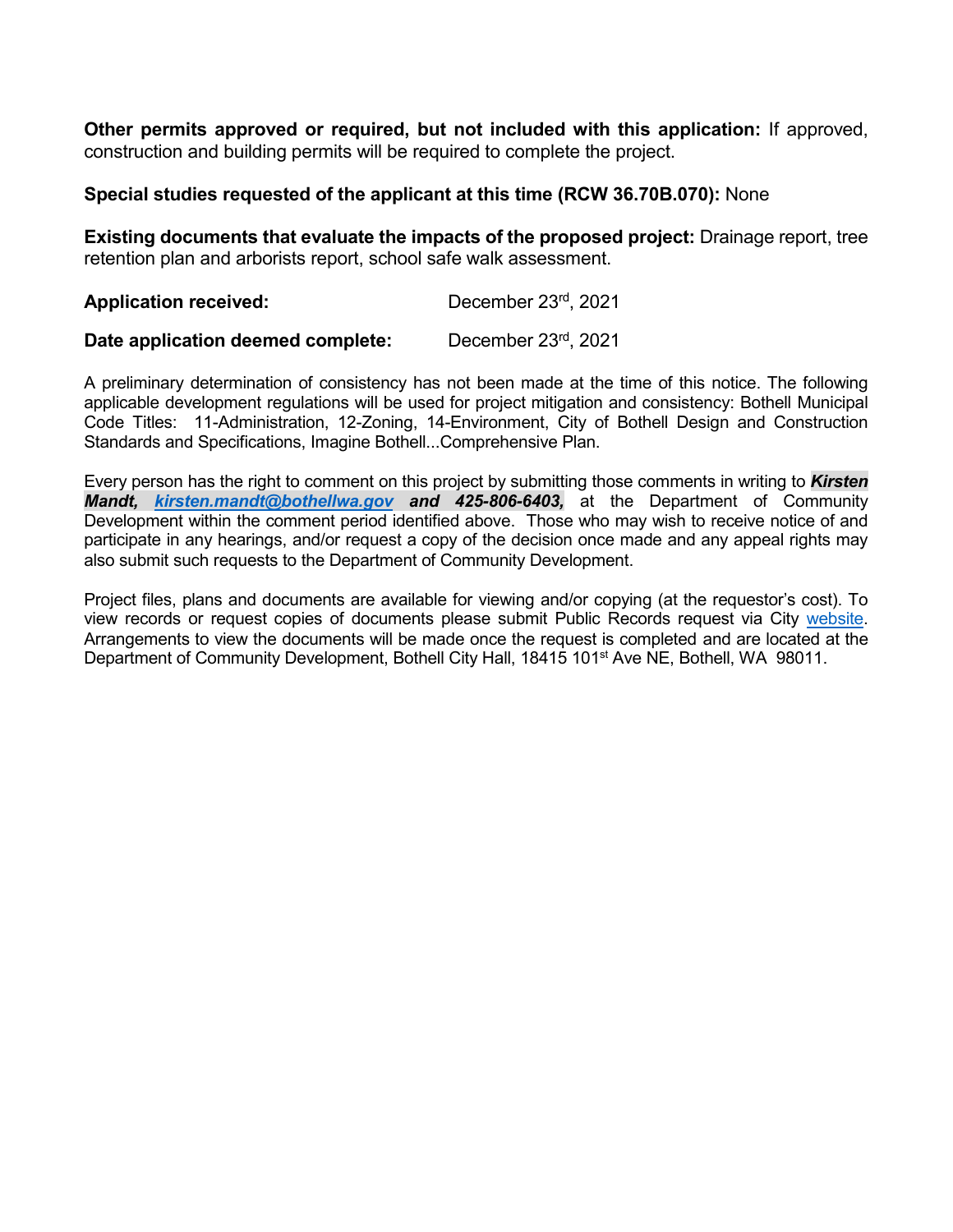**Other permits approved or required, but not included with this application:** If approved, construction and building permits will be required to complete the project.

**Special studies requested of the applicant at this time (RCW 36.70B.070):** None

**Existing documents that evaluate the impacts of the proposed project:** Drainage report, tree retention plan and arborists report, school safe walk assessment.

**Application received:** December 23rd, 2021

**Date application deemed complete:** December 23rd, 2021

A preliminary determination of consistency has not been made at the time of this notice. The following applicable development regulations will be used for project mitigation and consistency: Bothell Municipal Code Titles: 11-Administration, 12-Zoning, 14-Environment, City of Bothell Design and Construction Standards and Specifications, Imagine Bothell...Comprehensive Plan.

Every person has the right to comment on this project by submitting those comments in writing to ***Kirsten Mandt, kirsten.mandt@bothellwa.gov and 425-806-6403,*** at the Department of Community Development within the comment period identified above. Those who may wish to receive notice of and participate in any hearings, and/or request a copy of the decision once made and any appeal rights may also submit such requests to the Department of Community Development.

Project files, plans and documents are available for viewing and/or copying (at the requestor's cost). To view records or request copies of documents please submit Public Records request via City website. Arrangements to view the documents will be made once the request is completed and are located at the Department of Community Development, Bothell City Hall, 18415 101st Ave NE, Bothell, WA 98011.